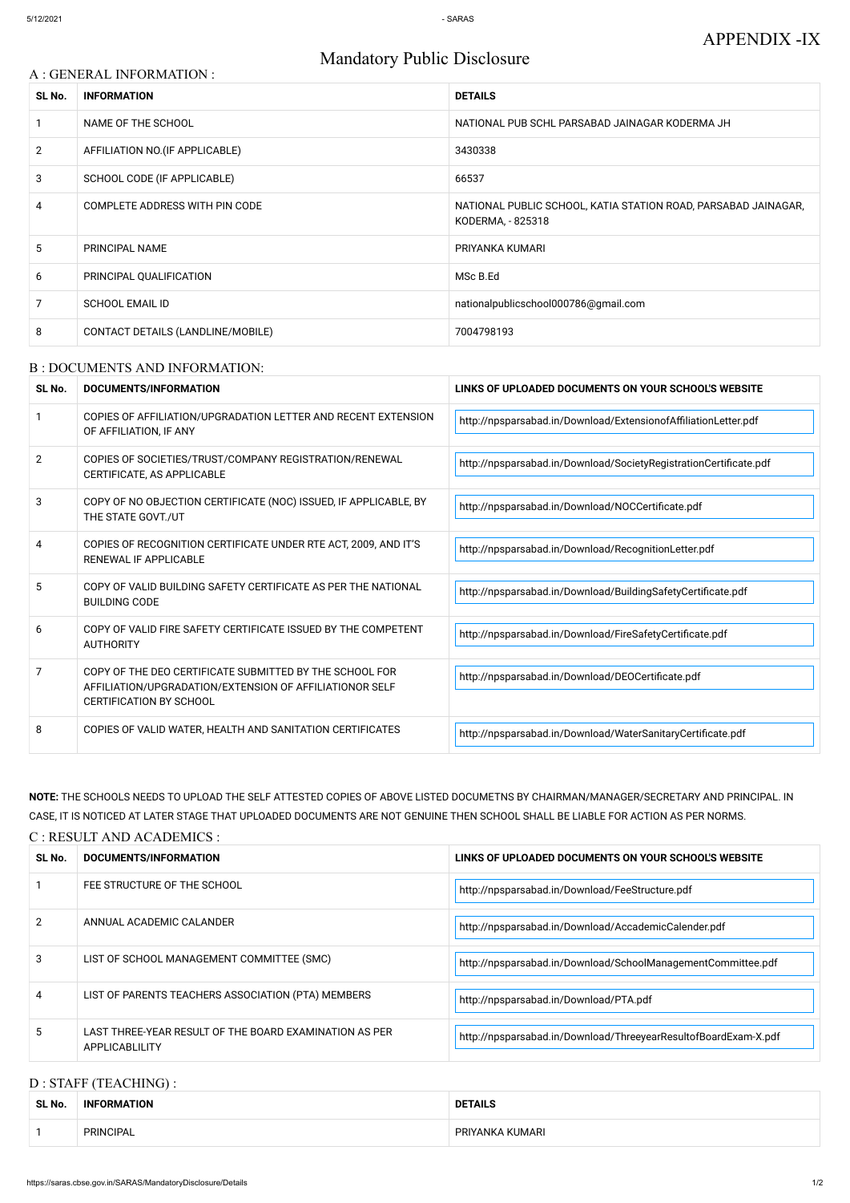APPENDIX -IX

# Mandatory Public Disclosure

## A : GENERAL INFORMATION :

| SL No. | INFORMATION | DETAILS |
|---|---|---|
| 1 | NAME OF THE SCHOOL | NATIONAL PUB SCHL PARSABAD JAINAGAR KODERMA JH |
| 2 | AFFILIATION NO.(IF APPLICABLE) | 3430338 |
| 3 | SCHOOL CODE (IF APPLICABLE) | 66537 |
| 4 | COMPLETE ADDRESS WITH PIN CODE | NATIONAL PUBLIC SCHOOL, KATIA STATION ROAD, PARSABAD JAINAGAR, KODERMA, - 825318 |
| 5 | PRINCIPAL NAME | PRIYANKA KUMARI |
| 6 | PRINCIPAL QUALIFICATION | MSc B.Ed |
| 7 | SCHOOL EMAIL ID | nationalpublicschool000786@gmail.com |
| 8 | CONTACT DETAILS (LANDLINE/MOBILE) | 7004798193 |

## B : DOCUMENTS AND INFORMATION:

| SL No. | DOCUMENTS/INFORMATION | LINKS OF UPLOADED DOCUMENTS ON YOUR SCHOOL'S WEBSITE |
|---|---|---|
| 1 | COPIES OF AFFILIATION/UPGRADATION LETTER AND RECENT EXTENSION OF AFFILIATION, IF ANY | http://npsparsabad.in/Download/ExtensionofAffiliationLetter.pdf |
| 2 | COPIES OF SOCIETIES/TRUST/COMPANY REGISTRATION/RENEWAL CERTIFICATE, AS APPLICABLE | http://npsparsabad.in/Download/SocietyRegistrationCertificate.pdf |
| 3 | COPY OF NO OBJECTION CERTIFICATE (NOC) ISSUED, IF APPLICABLE, BY THE STATE GOVT./UT | http://npsparsabad.in/Download/NOCCertificate.pdf |
| 4 | COPIES OF RECOGNITION CERTIFICATE UNDER RTE ACT, 2009, AND IT'S RENEWAL IF APPLICABLE | http://npsparsabad.in/Download/RecognitionLetter.pdf |
| 5 | COPY OF VALID BUILDING SAFETY CERTIFICATE AS PER THE NATIONAL BUILDING CODE | http://npsparsabad.in/Download/BuildingSafetyCertificate.pdf |
| 6 | COPY OF VALID FIRE SAFETY CERTIFICATE ISSUED BY THE COMPETENT AUTHORITY | http://npsparsabad.in/Download/FireSafetyCertificate.pdf |
| 7 | COPY OF THE DEO CERTIFICATE SUBMITTED BY THE SCHOOL FOR AFFILIATION/UPGRADATION/EXTENSION OF AFFILIATIONOR SELF CERTIFICATION BY SCHOOL | http://npsparsabad.in/Download/DEOCertificate.pdf |
| 8 | COPIES OF VALID WATER, HEALTH AND SANITATION CERTIFICATES | http://npsparsabad.in/Download/WaterSanitaryCertificate.pdf |

**NOTE:** THE SCHOOLS NEEDS TO UPLOAD THE SELF ATTESTED COPIES OF ABOVE LISTED DOCUMETNS BY CHAIRMAN/MANAGER/SECRETARY AND PRINCIPAL. IN CASE, IT IS NOTICED AT LATER STAGE THAT UPLOADED DOCUMENTS ARE NOT GENUINE THEN SCHOOL SHALL BE LIABLE FOR ACTION AS PER NORMS.

## C : RESULT AND ACADEMICS :

| SL No. | DOCUMENTS/INFORMATION | LINKS OF UPLOADED DOCUMENTS ON YOUR SCHOOL'S WEBSITE |
|---|---|---|
| 1 | FEE STRUCTURE OF THE SCHOOL | http://npsparsabad.in/Download/FeeStructure.pdf |
| 2 | ANNUAL ACADEMIC CALANDER | http://npsparsabad.in/Download/AccademicCalender.pdf |
| 3 | LIST OF SCHOOL MANAGEMENT COMMITTEE (SMC) | http://npsparsabad.in/Download/SchoolManagementCommittee.pdf |
| 4 | LIST OF PARENTS TEACHERS ASSOCIATION (PTA) MEMBERS | http://npsparsabad.in/Download/PTA.pdf |
| 5 | LAST THREE-YEAR RESULT OF THE BOARD EXAMINATION AS PER APPLICABLILITY | http://npsparsabad.in/Download/ThreeyearResultofBoardExam-X.pdf |

## D : STAFF (TEACHING) :

| SL No. | INFORMATION | DETAILS |
|---|---|---|
| 1 | PRINCIPAL | PRIYANKA KUMARI |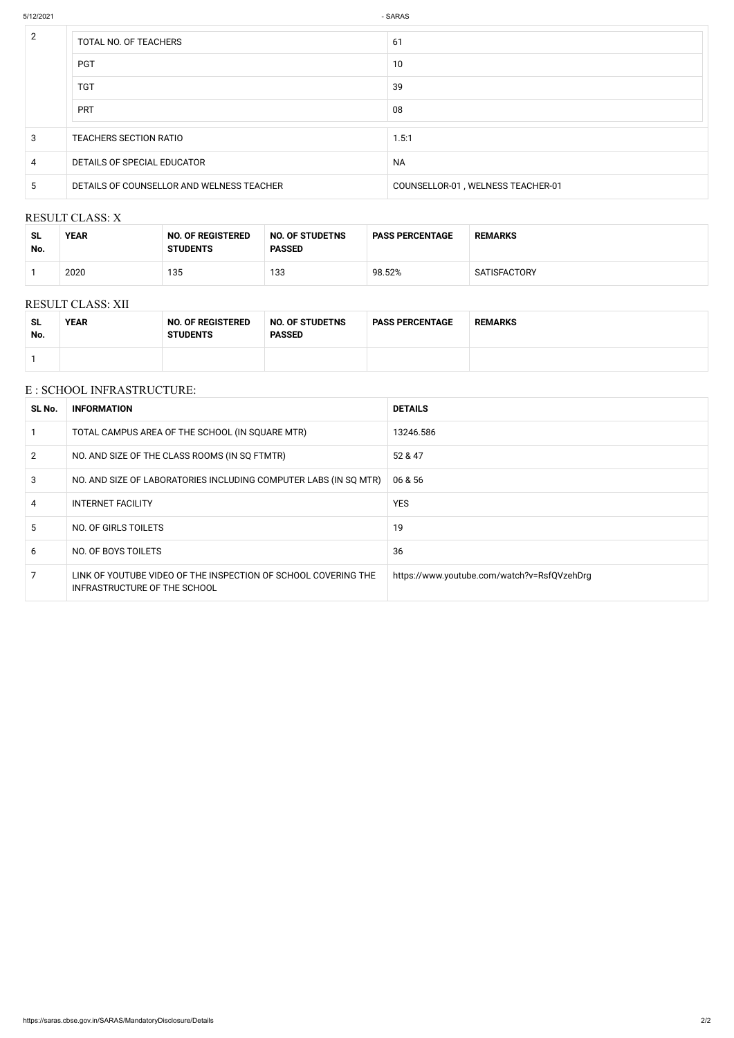| | | |
|---|---|---|
| 2 | TOTAL NO. OF TEACHERS | 61 |
| | PGT | 10 |
| | TGT | 39 |
| | PRT | 08 |
| 3 | TEACHERS SECTION RATIO | 1.5:1 |
| 4 | DETAILS OF SPECIAL EDUCATOR | NA |
| 5 | DETAILS OF COUNSELLOR AND WELNESS TEACHER | COUNSELLOR-01 , WELNESS TEACHER-01 |

## RESULT CLASS: X

| SL No. | YEAR | NO. OF REGISTERED STUDENTS | NO. OF STUDETNS PASSED | PASS PERCENTAGE | REMARKS |
|---|---|---|---|---|---|
| 1 | 2020 | 135 | 133 | 98.52% | SATISFACTORY |

## RESULT CLASS: XII

| SL No. | YEAR | NO. OF REGISTERED STUDENTS | NO. OF STUDETNS PASSED | PASS PERCENTAGE | REMARKS |
|---|---|---|---|---|---|
| 1 | | | | | |

## E : SCHOOL INFRASTRUCTURE:

| SL No. | INFORMATION | DETAILS |
|---|---|---|
| 1 | TOTAL CAMPUS AREA OF THE SCHOOL (IN SQUARE MTR) | 13246.586 |
| 2 | NO. AND SIZE OF THE CLASS ROOMS (IN SQ FTMTR) | 52 & 47 |
| 3 | NO. AND SIZE OF LABORATORIES INCLUDING COMPUTER LABS (IN SQ MTR) | 06 & 56 |
| 4 | INTERNET FACILITY | YES |
| 5 | NO. OF GIRLS TOILETS | 19 |
| 6 | NO. OF BOYS TOILETS | 36 |
| 7 | LINK OF YOUTUBE VIDEO OF THE INSPECTION OF SCHOOL COVERING THE INFRASTRUCTURE OF THE SCHOOL | https://www.youtube.com/watch?v=RsfQVzehDrg |